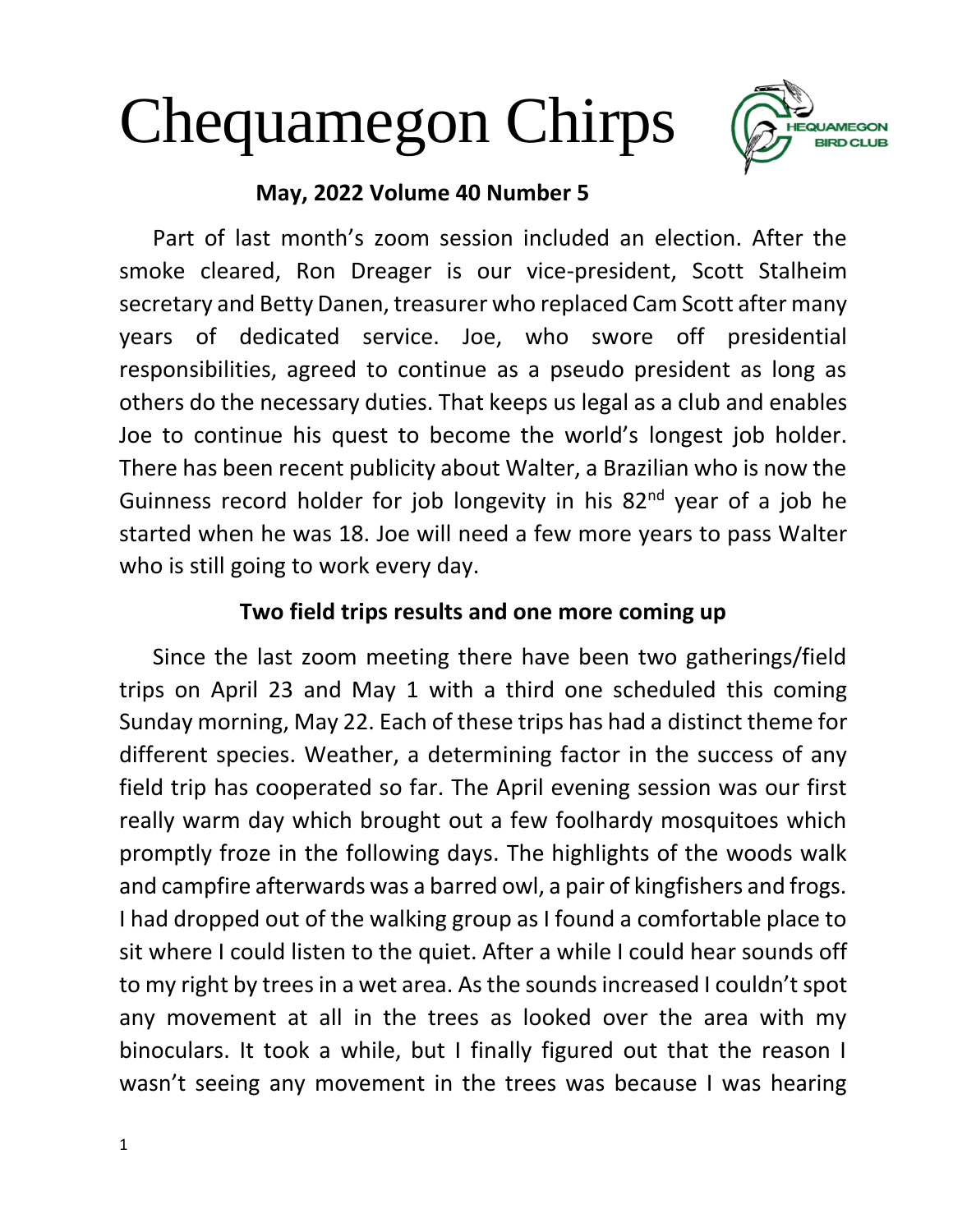# Chequamegon Chirps

**May, 2022 Volume 40 Number 5**

Part of last month's zoom session included an election. After the smoke cleared, Ron Dreager is our vice-president, Scott Stalheim secretary and Betty Danen, treasurer who replaced Cam Scott after many years of dedicated service. Joe, who swore off presidential responsibilities, agreed to continue as a pseudo president as long as others do the necessary duties. That keeps us legal as a club and enables Joe to continue his quest to become the world's longest job holder. There has been recent publicity about Walter, a Brazilian who is now the Guinness record holder for job longevity in his 82nd year of a job he started when he was 18. Joe will need a few more years to pass Walter who is still going to work every day.

## Two field trips results and one more coming up

Since the last zoom meeting there have been two gatherings/field trips on April 23 and May 1 with a third one scheduled this coming Sunday morning, May 22. Each of these trips has had a distinct theme for different species. Weather, a determining factor in the success of any field trip has cooperated so far. The April evening session was our first really warm day which brought out a few foolhardy mosquitoes which promptly froze in the following days. The highlights of the woods walk and campfire afterwards was a barred owl, a pair of kingfishers and frogs. I had dropped out of the walking group as I found a comfortable place to sit where I could listen to the quiet. After a while I could hear sounds off to my right by trees in a wet area. As the sounds increased I couldn't spot any movement at all in the trees as looked over the area with my binoculars. It took a while, but I finally figured out that the reason I wasn't seeing any movement in the trees was because I was hearing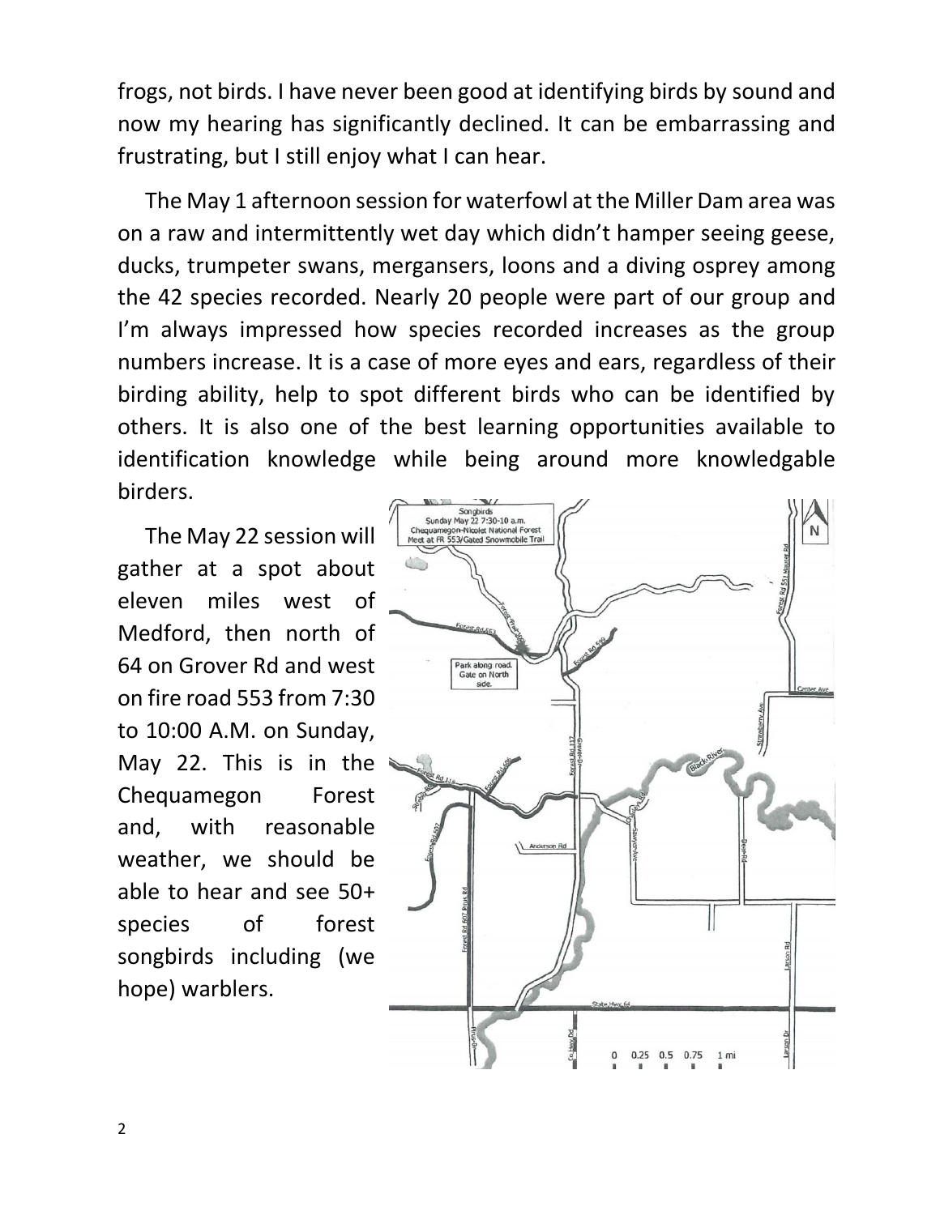frogs, not birds. I have never been good at identifying birds by sound and now my hearing has significantly declined. It can be embarrassing and frustrating, but I still enjoy what I can hear.

The May 1 afternoon session for waterfowl at the Miller Dam area was on a raw and intermittently wet day which didn't hamper seeing geese, ducks, trumpeter swans, mergansers, loons and a diving osprey among the 42 species recorded. Nearly 20 people were part of our group and I'm always impressed how species recorded increases as the group numbers increase. It is a case of more eyes and ears, regardless of their birding ability, help to spot different birds who can be identified by others. It is also one of the best learning opportunities available to identification knowledge while being around more knowledgable birders.

The May 22 session will gather at a spot about eleven miles west of Medford, then north of 64 on Grover Rd and west on fire road 553 from 7:30 to 10:00 A.M. on Sunday, May 22. This is in the Chequamegon Forest and, with reasonable weather, we should be able to hear and see 50+ species of forest songbirds including (we hope) warblers.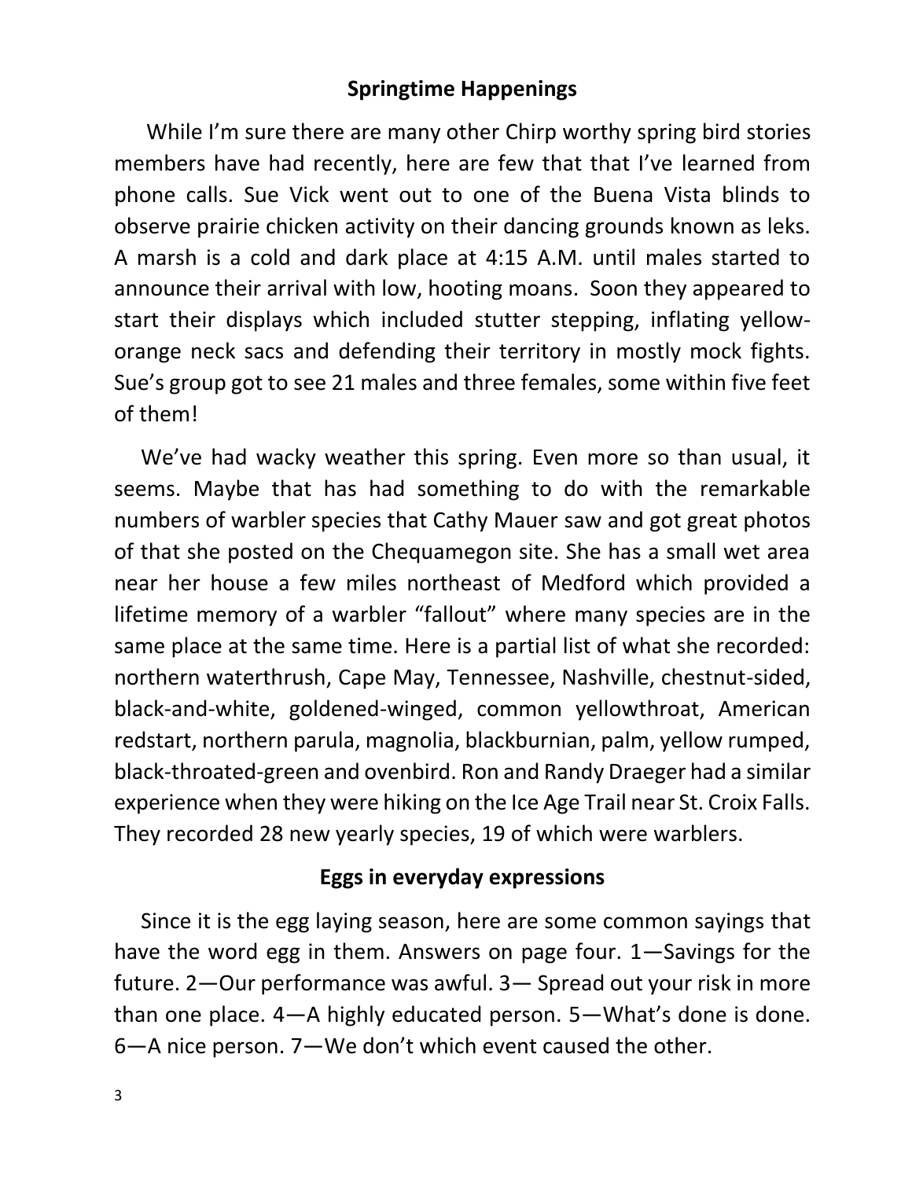## Springtime Happenings

While I'm sure there are many other Chirp worthy spring bird stories members have had recently, here are few that that I've learned from phone calls. Sue Vick went out to one of the Buena Vista blinds to observe prairie chicken activity on their dancing grounds known as leks. A marsh is a cold and dark place at 4:15 A.M. until males started to announce their arrival with low, hooting moans. Soon they appeared to start their displays which included stutter stepping, inflating yellow-orange neck sacs and defending their territory in mostly mock fights. Sue's group got to see 21 males and three females, some within five feet of them!

We've had wacky weather this spring. Even more so than usual, it seems. Maybe that has had something to do with the remarkable numbers of warbler species that Cathy Mauer saw and got great photos of that she posted on the Chequamegon site. She has a small wet area near her house a few miles northeast of Medford which provided a lifetime memory of a warbler "fallout" where many species are in the same place at the same time. Here is a partial list of what she recorded: northern waterthrush, Cape May, Tennessee, Nashville, chestnut-sided, black-and-white, goldened-winged, common yellowthroat, American redstart, northern parula, magnolia, blackburnian, palm, yellow rumped, black-throated-green and ovenbird. Ron and Randy Draeger had a similar experience when they were hiking on the Ice Age Trail near St. Croix Falls. They recorded 28 new yearly species, 19 of which were warblers.

## Eggs in everyday expressions

Since it is the egg laying season, here are some common sayings that have the word egg in them. Answers on page four. 1—Savings for the future. 2—Our performance was awful. 3— Spread out your risk in more than one place. 4—A highly educated person. 5—What's done is done. 6—A nice person. 7—We don't which event caused the other.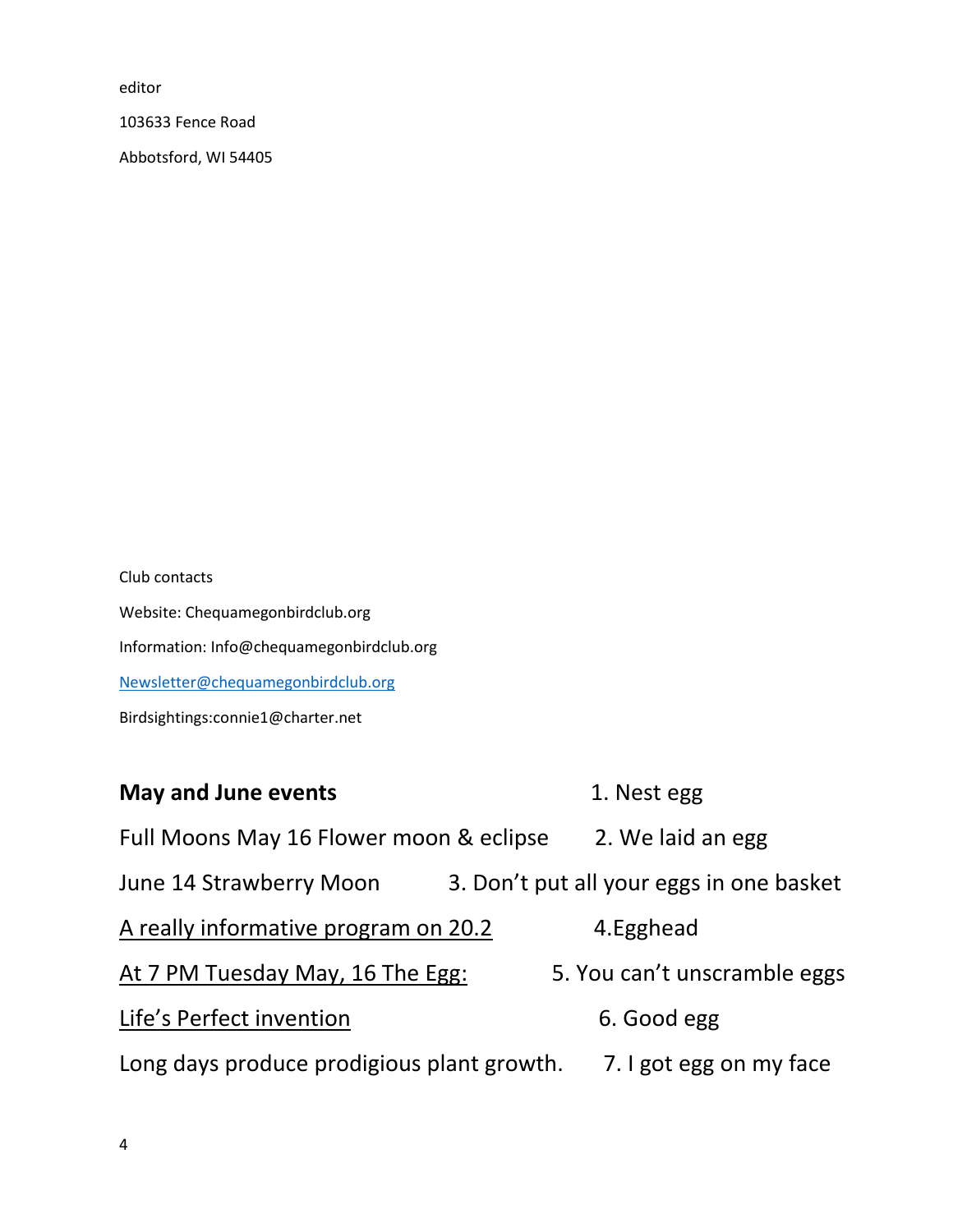editor

103633 Fence Road

Abbotsford, WI 54405

Club contacts

Website: Chequamegonbirdclub.org

Information: Info@chequamegonbirdclub.org

Newsletter@chequamegonbirdclub.org

Birdsightings:connie1@charter.net

**May and June events**

Full Moons May 16 Flower moon & eclipse

June 14 Strawberry Moon

A really informative program on 20.2

At 7 PM Tuesday May, 16 The Egg:

Life's Perfect invention

Long days produce prodigious plant growth.

1. Nest egg
2. We laid an egg
3. Don't put all your eggs in one basket
4. Egghead
5. You can't unscramble eggs
6. Good egg
7. I got egg on my face